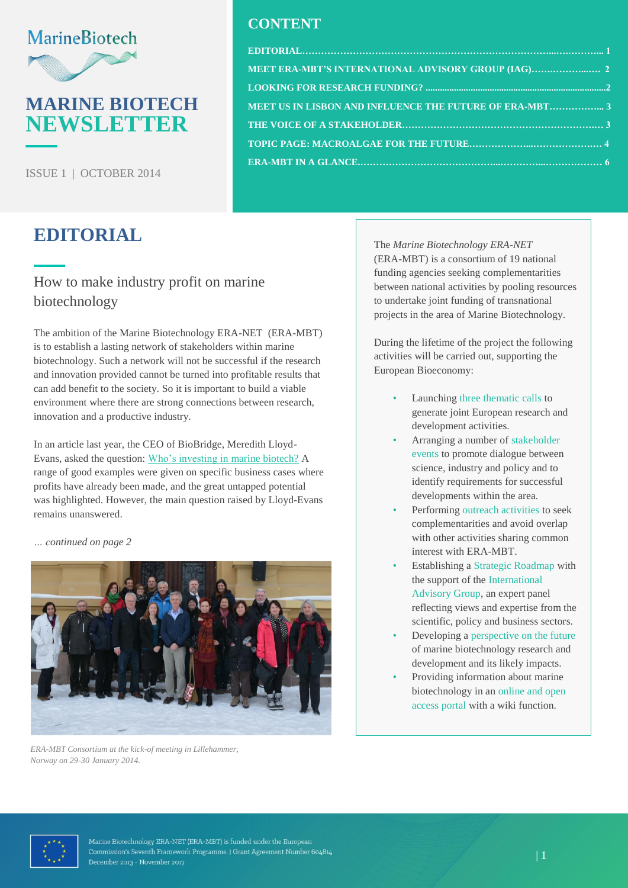MarineBiotech

# MARINE BIOTECH NEWSLETTER

ISSUE 1 | OCTOBER 2014

## CONTENT

**EDITORIAL……………………………………………………………………....………….. 1**
**MEET ERA-MBT'S INTERNATIONAL ADVISORY GROUP (IAG)……..………..…. 2**
**LOOKING FOR RESEARCH FUNDING? ........................................................................2**
**MEET US IN LISBON AND INFLUENCE THE FUTURE OF ERA-MBT……………... 3**
**THE VOICE OF A STAKEHOLDER…………………………………………………….… 3**
**TOPIC PAGE: MACROALGAE FOR THE FUTURE………………...………………….. 4**
**ERA-MBT IN A GLANCE..…………………………………...…………...……………… 6**

# EDITORIAL

## How to make industry profit on marine biotechnology

The ambition of the Marine Biotechnology ERA-NET (ERA-MBT) is to establish a lasting network of stakeholders within marine biotechnology. Such a network will not be successful if the research and innovation provided cannot be turned into profitable results that can add benefit to the society. So it is important to build a viable environment where there are strong connections between research, innovation and a productive industry.

In an article last year, the CEO of BioBridge, Meredith Lloyd-Evans, asked the question: Who's investing in marine biotech? A range of good examples were given on specific business cases where profits have already been made, and the great untapped potential was highlighted. However, the main question raised by Lloyd-Evans remains unanswered.

*… continued on page 2*

*ERA-MBT Consortium at the kick-of meeting in Lillehammer, Norway on 29-30 January 2014.*

The *Marine Biotechnology ERA-NET* (ERA-MBT) is a consortium of 19 national funding agencies seeking complementarities between national activities by pooling resources to undertake joint funding of transnational projects in the area of Marine Biotechnology.

During the lifetime of the project the following activities will be carried out, supporting the European Bioeconomy:

- Launching three thematic calls to generate joint European research and development activities.
- Arranging a number of stakeholder events to promote dialogue between science, industry and policy and to identify requirements for successful developments within the area.
- Performing outreach activities to seek complementarities and avoid overlap with other activities sharing common interest with ERA-MBT.
- Establishing a Strategic Roadmap with the support of the International Advisory Group, an expert panel reflecting views and expertise from the scientific, policy and business sectors.
- Developing a perspective on the future of marine biotechnology research and development and its likely impacts.
- Providing information about marine biotechnology in an online and open access portal with a wiki function.

Marine Biotechnology ERA-NET (ERA-MBT) is funded under the European Commission's Seventh Framework Programme. | Grant Agreement Number 604814
December 2013 - November 2017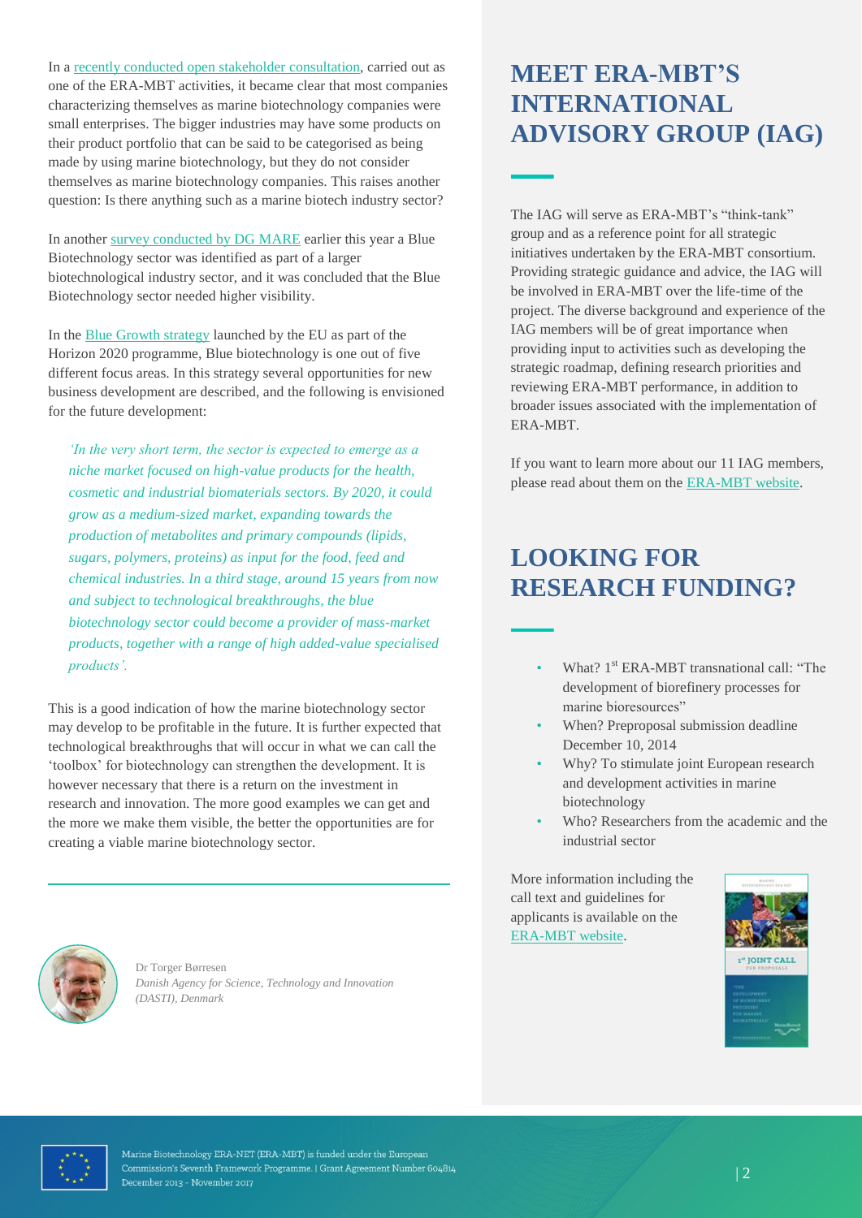In a recently conducted open stakeholder consultation, carried out as one of the ERA-MBT activities, it became clear that most companies characterizing themselves as marine biotechnology companies were small enterprises. The bigger industries may have some products on their product portfolio that can be said to be categorised as being made by using marine biotechnology, but they do not consider themselves as marine biotechnology companies. This raises another question: Is there anything such as a marine biotech industry sector?

In another survey conducted by DG MARE earlier this year a Blue Biotechnology sector was identified as part of a larger biotechnological industry sector, and it was concluded that the Blue Biotechnology sector needed higher visibility.

In the Blue Growth strategy launched by the EU as part of the Horizon 2020 programme, Blue biotechnology is one out of five different focus areas. In this strategy several opportunities for new business development are described, and the following is envisioned for the future development:

> *'In the very short term, the sector is expected to emerge as a niche market focused on high-value products for the health, cosmetic and industrial biomaterials sectors. By 2020, it could grow as a medium-sized market, expanding towards the production of metabolites and primary compounds (lipids, sugars, polymers, proteins) as input for the food, feed and chemical industries. In a third stage, around 15 years from now and subject to technological breakthroughs, the blue biotechnology sector could become a provider of mass-market products, together with a range of high added-value specialised products'.*

This is a good indication of how the marine biotechnology sector may develop to be profitable in the future. It is further expected that technological breakthroughs that will occur in what we can call the 'toolbox' for biotechnology can strengthen the development. It is however necessary that there is a return on the investment in research and innovation. The more good examples we can get and the more we make them visible, the better the opportunities are for creating a viable marine biotechnology sector.

Dr Torger Børresen
*Danish Agency for Science, Technology and Innovation (DASTI), Denmark*

# MEET ERA-MBT'S INTERNATIONAL ADVISORY GROUP (IAG)

The IAG will serve as ERA-MBT's "think-tank" group and as a reference point for all strategic initiatives undertaken by the ERA-MBT consortium. Providing strategic guidance and advice, the IAG will be involved in ERA-MBT over the life-time of the project. The diverse background and experience of the IAG members will be of great importance when providing input to activities such as developing the strategic roadmap, defining research priorities and reviewing ERA-MBT performance, in addition to broader issues associated with the implementation of ERA-MBT.

If you want to learn more about our 11 IAG members, please read about them on the ERA-MBT website.

# LOOKING FOR RESEARCH FUNDING?

- What? 1st ERA-MBT transnational call: "The development of biorefinery processes for marine bioresources"
- When? Preproposal submission deadline December 10, 2014
- Why? To stimulate joint European research and development activities in marine biotechnology
- Who? Researchers from the academic and the industrial sector

More information including the call text and guidelines for applicants is available on the ERA-MBT website.

Marine Biotechnology ERA-NET (ERA-MBT) is funded under the European Commission's Seventh Framework Programme. | Grant Agreement Number 604814
December 2013 - November 2017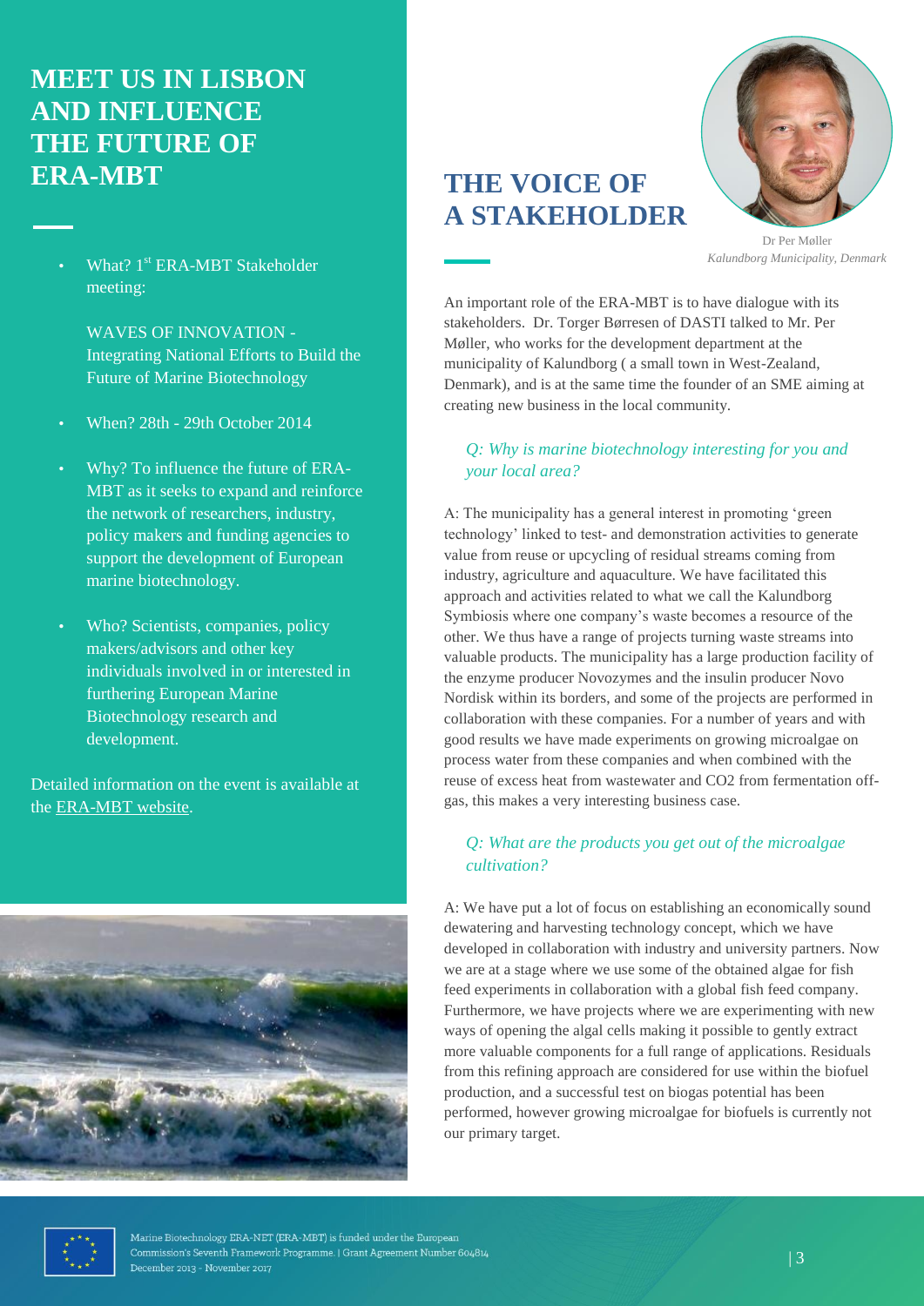# MEET US IN LISBON AND INFLUENCE THE FUTURE OF ERA-MBT

- What? 1st ERA-MBT Stakeholder meeting:

  WAVES OF INNOVATION - Integrating National Efforts to Build the Future of Marine Biotechnology

- When? 28th - 29th October 2014
- Why? To influence the future of ERA-MBT as it seeks to expand and reinforce the network of researchers, industry, policy makers and funding agencies to support the development of European marine biotechnology.
- Who? Scientists, companies, policy makers/advisors and other key individuals involved in or interested in furthering European Marine Biotechnology research and development.

Detailed information on the event is available at the ERA-MBT website.

# THE VOICE OF A STAKEHOLDER

Dr Per Møller
*Kalundborg Municipality, Denmark*

An important role of the ERA-MBT is to have dialogue with its stakeholders. Dr. Torger Børresen of DASTI talked to Mr. Per Møller, who works for the development department at the municipality of Kalundborg ( a small town in West-Zealand, Denmark), and is at the same time the founder of an SME aiming at creating new business in the local community.

*Q: Why is marine biotechnology interesting for you and your local area?*

A: The municipality has a general interest in promoting 'green technology' linked to test- and demonstration activities to generate value from reuse or upcycling of residual streams coming from industry, agriculture and aquaculture. We have facilitated this approach and activities related to what we call the Kalundborg Symbiosis where one company's waste becomes a resource of the other. We thus have a range of projects turning waste streams into valuable products. The municipality has a large production facility of the enzyme producer Novozymes and the insulin producer Novo Nordisk within its borders, and some of the projects are performed in collaboration with these companies. For a number of years and with good results we have made experiments on growing microalgae on process water from these companies and when combined with the reuse of excess heat from wastewater and $CO_2$ from fermentation off-gas, this makes a very interesting business case.

*Q: What are the products you get out of the microalgae cultivation?*

A: We have put a lot of focus on establishing an economically sound dewatering and harvesting technology concept, which we have developed in collaboration with industry and university partners. Now we are at a stage where we use some of the obtained algae for fish feed experiments in collaboration with a global fish feed company. Furthermore, we have projects where we are experimenting with new ways of opening the algal cells making it possible to gently extract more valuable components for a full range of applications. Residuals from this refining approach are considered for use within the biofuel production, and a successful test on biogas potential has been performed, however growing microalgae for biofuels is currently not our primary target.

Marine Biotechnology ERA-NET (ERA-MBT) is funded under the European Commission's Seventh Framework Programme. | Grant Agreement Number 604814
December 2013 - November 2017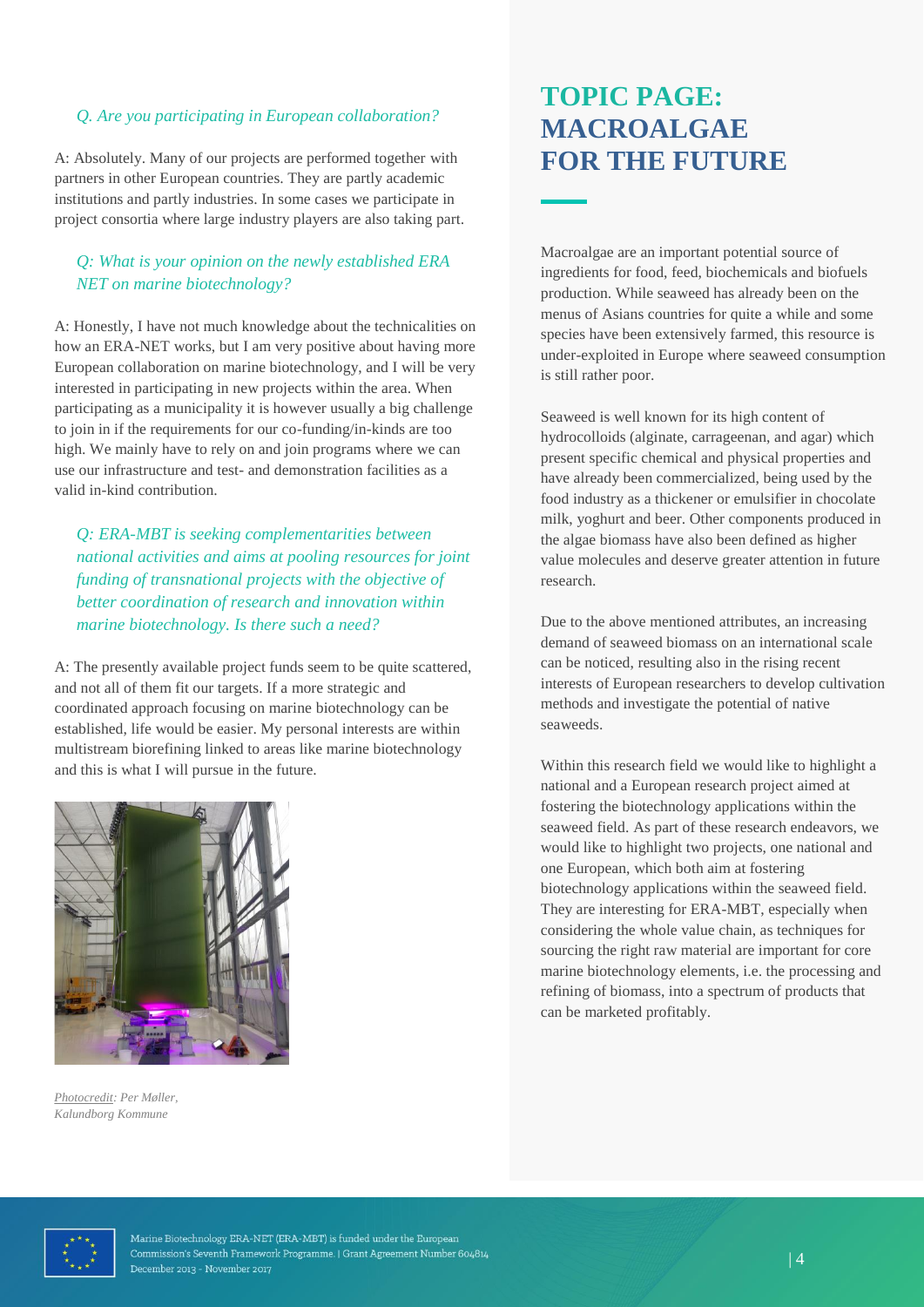*Q. Are you participating in European collaboration?*

A: Absolutely. Many of our projects are performed together with partners in other European countries. They are partly academic institutions and partly industries. In some cases we participate in project consortia where large industry players are also taking part.

*Q: What is your opinion on the newly established ERA NET on marine biotechnology?*

A: Honestly, I have not much knowledge about the technicalities on how an ERA-NET works, but I am very positive about having more European collaboration on marine biotechnology, and I will be very interested in participating in new projects within the area. When participating as a municipality it is however usually a big challenge to join in if the requirements for our co-funding/in-kinds are too high. We mainly have to rely on and join programs where we can use our infrastructure and test- and demonstration facilities as a valid in-kind contribution.

*Q: ERA-MBT is seeking complementarities between national activities and aims at pooling resources for joint funding of transnational projects with the objective of better coordination of research and innovation within marine biotechnology. Is there such a need?*

A: The presently available project funds seem to be quite scattered, and not all of them fit our targets. If a more strategic and coordinated approach focusing on marine biotechnology can be established, life would be easier. My personal interests are within multistream biorefining linked to areas like marine biotechnology and this is what I will pursue in the future.

*Photocredit: Per Møller, Kalundborg Kommune*

# TOPIC PAGE: MACROALGAE FOR THE FUTURE

Macroalgae are an important potential source of ingredients for food, feed, biochemicals and biofuels production. While seaweed has already been on the menus of Asians countries for quite a while and some species have been extensively farmed, this resource is under-exploited in Europe where seaweed consumption is still rather poor.

Seaweed is well known for its high content of hydrocolloids (alginate, carrageenan, and agar) which present specific chemical and physical properties and have already been commercialized, being used by the food industry as a thickener or emulsifier in chocolate milk, yoghurt and beer. Other components produced in the algae biomass have also been defined as higher value molecules and deserve greater attention in future research.

Due to the above mentioned attributes, an increasing demand of seaweed biomass on an international scale can be noticed, resulting also in the rising recent interests of European researchers to develop cultivation methods and investigate the potential of native seaweeds.

Within this research field we would like to highlight a national and a European research project aimed at fostering the biotechnology applications within the seaweed field. As part of these research endeavors, we would like to highlight two projects, one national and one European, which both aim at fostering biotechnology applications within the seaweed field. They are interesting for ERA-MBT, especially when considering the whole value chain, as techniques for sourcing the right raw material are important for core marine biotechnology elements, i.e. the processing and refining of biomass, into a spectrum of products that can be marketed profitably.

Marine Biotechnology ERA-NET (ERA-MBT) is funded under the European Commission's Seventh Framework Programme. | Grant Agreement Number 604814
December 2013 - November 2017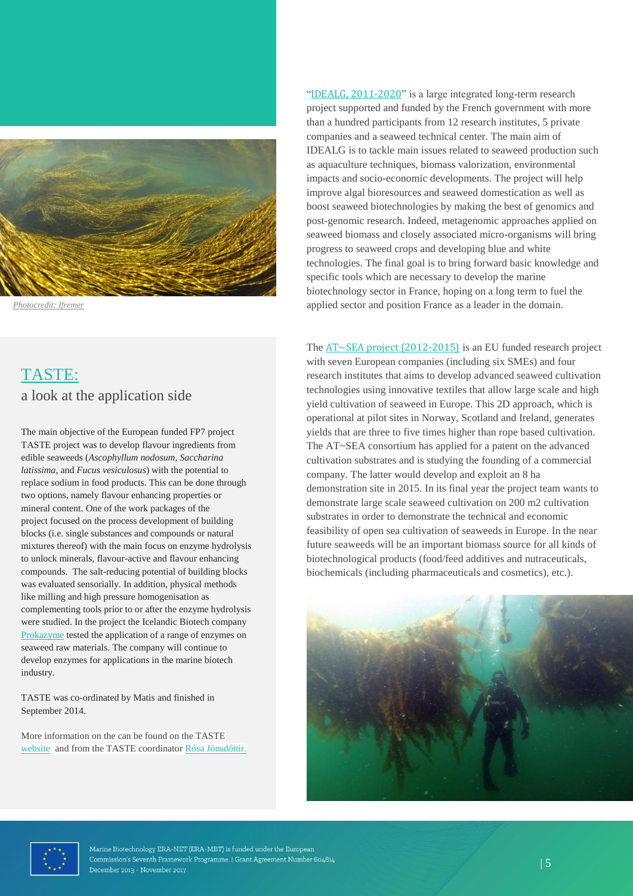Photocredit: Ifremer

"IDEALG, 2011-2020" is a large integrated long-term research project supported and funded by the French government with more than a hundred participants from 12 research institutes, 5 private companies and a seaweed technical center. The main aim of IDEALG is to tackle main issues related to seaweed production such as aquaculture techniques, biomass valorization, environmental impacts and socio-economic developments. The project will help improve algal bioresources and seaweed domestication as well as boost seaweed biotechnologies by making the best of genomics and post-genomic research. Indeed, metagenomic approaches applied on seaweed biomass and closely associated micro-organisms will bring progress to seaweed crops and developing blue and white technologies. The final goal is to bring forward basic knowledge and specific tools which are necessary to develop the marine biotechnology sector in France, hoping on a long term to fuel the applied sector and position France as a leader in the domain.

## TASTE:
### a look at the application side

The main objective of the European funded FP7 project TASTE project was to develop flavour ingredients from edible seaweeds (*Ascophyllum nodosum*, *Saccharina latissima*, and *Fucus vesiculosus*) with the potential to replace sodium in food products. This can be done through two options, namely flavour enhancing properties or mineral content. One of the work packages of the project focused on the process development of building blocks (i.e. single substances and compounds or natural mixtures thereof) with the main focus on enzyme hydrolysis to unlock minerals, flavour-active and flavour enhancing compounds. The salt-reducing potential of building blocks was evaluated sensorially. In addition, physical methods like milling and high pressure homogenisation as complementing tools prior to or after the enzyme hydrolysis were studied. In the project the Icelandic Biotech company Prokazyme tested the application of a range of enzymes on seaweed raw materials. The company will continue to develop enzymes for applications in the marine biotech industry.

TASTE was co-ordinated by Matis and finished in September 2014.

More information on the can be found on the TASTE website and from the TASTE coordinator Rósa Jónsdóttir.

The AT~SEA project (2012-2015) is an EU funded research project with seven European companies (including six SMEs) and four research institutes that aims to develop advanced seaweed cultivation technologies using innovative textiles that allow large scale and high yield cultivation of seaweed in Europe. This 2D approach, which is operational at pilot sites in Norway, Scotland and Ireland, generates yields that are three to five times higher than rope based cultivation. The AT~SEA consortium has applied for a patent on the advanced cultivation substrates and is studying the founding of a commercial company. The latter would develop and exploit an 8 ha demonstration site in 2015. In its final year the project team wants to demonstrate large scale seaweed cultivation on 200 m2 cultivation substrates in order to demonstrate the technical and economic feasibility of open sea cultivation of seaweeds in Europe. In the near future seaweeds will be an important biomass source for all kinds of biotechnological products (food/feed additives and nutraceuticals, biochemicals (including pharmaceuticals and cosmetics), etc.).

Marine Biotechnology ERA-NET (ERA-MBT) is funded under the European Commission's Seventh Framework Programme. | Grant Agreement Number 604814
December 2013 - November 2017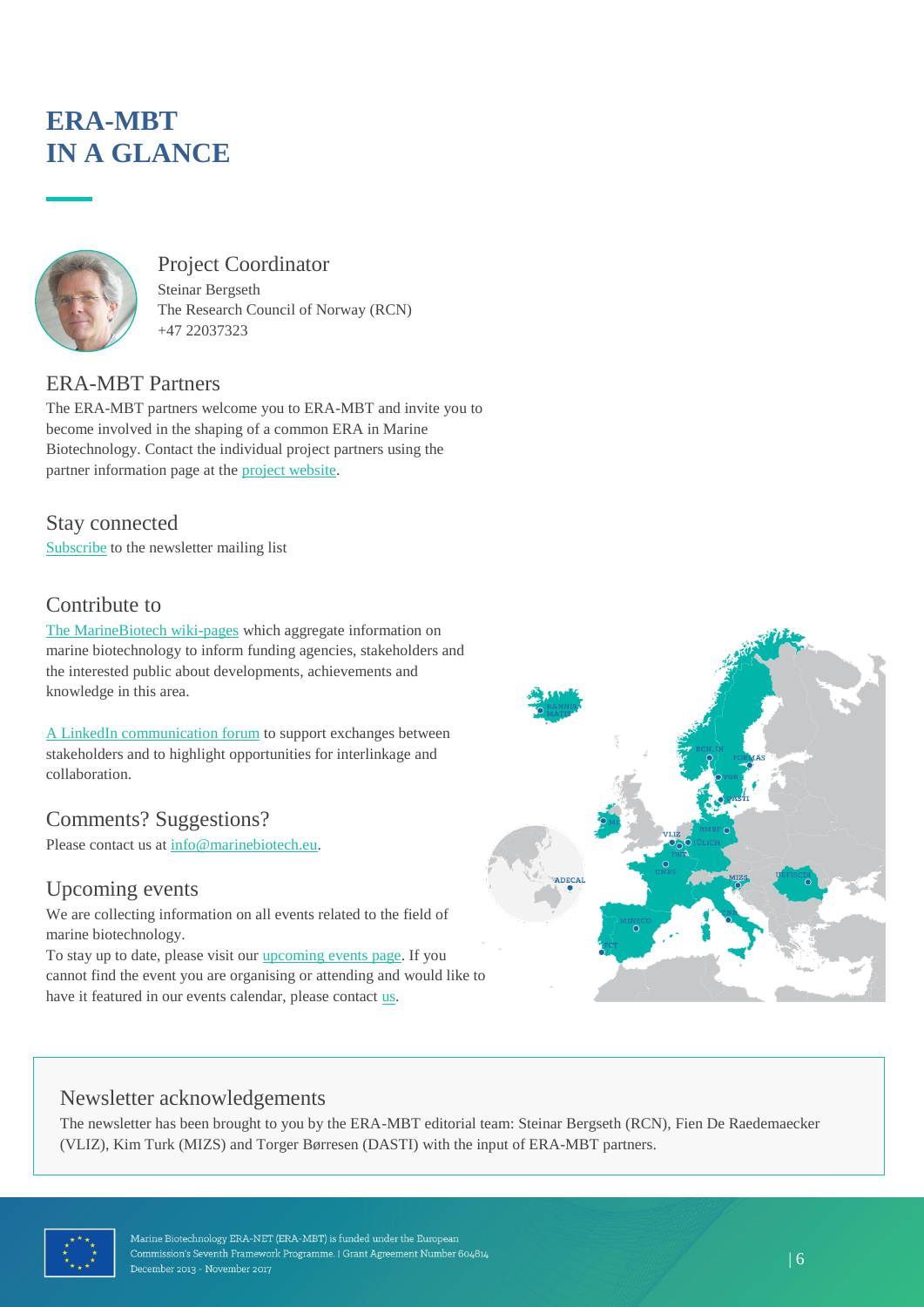# ERA-MBT IN A GLANCE

## Project Coordinator

Steinar Bergseth
The Research Council of Norway (RCN)
+47 22037323

## ERA-MBT Partners

The ERA-MBT partners welcome you to ERA-MBT and invite you to become involved in the shaping of a common ERA in Marine Biotechnology. Contact the individual project partners using the partner information page at the project website.

## Stay connected

Subscribe to the newsletter mailing list

## Contribute to

The MarineBiotech wiki-pages which aggregate information on marine biotechnology to inform funding agencies, stakeholders and the interested public about developments, achievements and knowledge in this area.

A LinkedIn communication forum to support exchanges between stakeholders and to highlight opportunities for interlinkage and collaboration.

## Comments? Suggestions?

Please contact us at info@marinebiotech.eu.

## Upcoming events

We are collecting information on all events related to the field of marine biotechnology.
To stay up to date, please visit our upcoming events page. If you cannot find the event you are organising or attending and would like to have it featured in our events calendar, please contact us.

RANNIS MATIS
RCN, IN
FORMAS
VGR
DASTI
MI
BMBF
VLIZ
JÜLICH
IWT
CNRS
MIZS
UEFISCDI
ADECAL
MINECO
CNR
FCT

## Newsletter acknowledgements

The newsletter has been brought to you by the ERA-MBT editorial team: Steinar Bergseth (RCN), Fien De Raedemaecker (VLIZ), Kim Turk (MIZS) and Torger Børresen (DASTI) with the input of ERA-MBT partners.

Marine Biotechnology ERA-NET (ERA-MBT) is funded under the European Commission's Seventh Framework Programme. | Grant Agreement Number 604814
December 2013 - November 2017